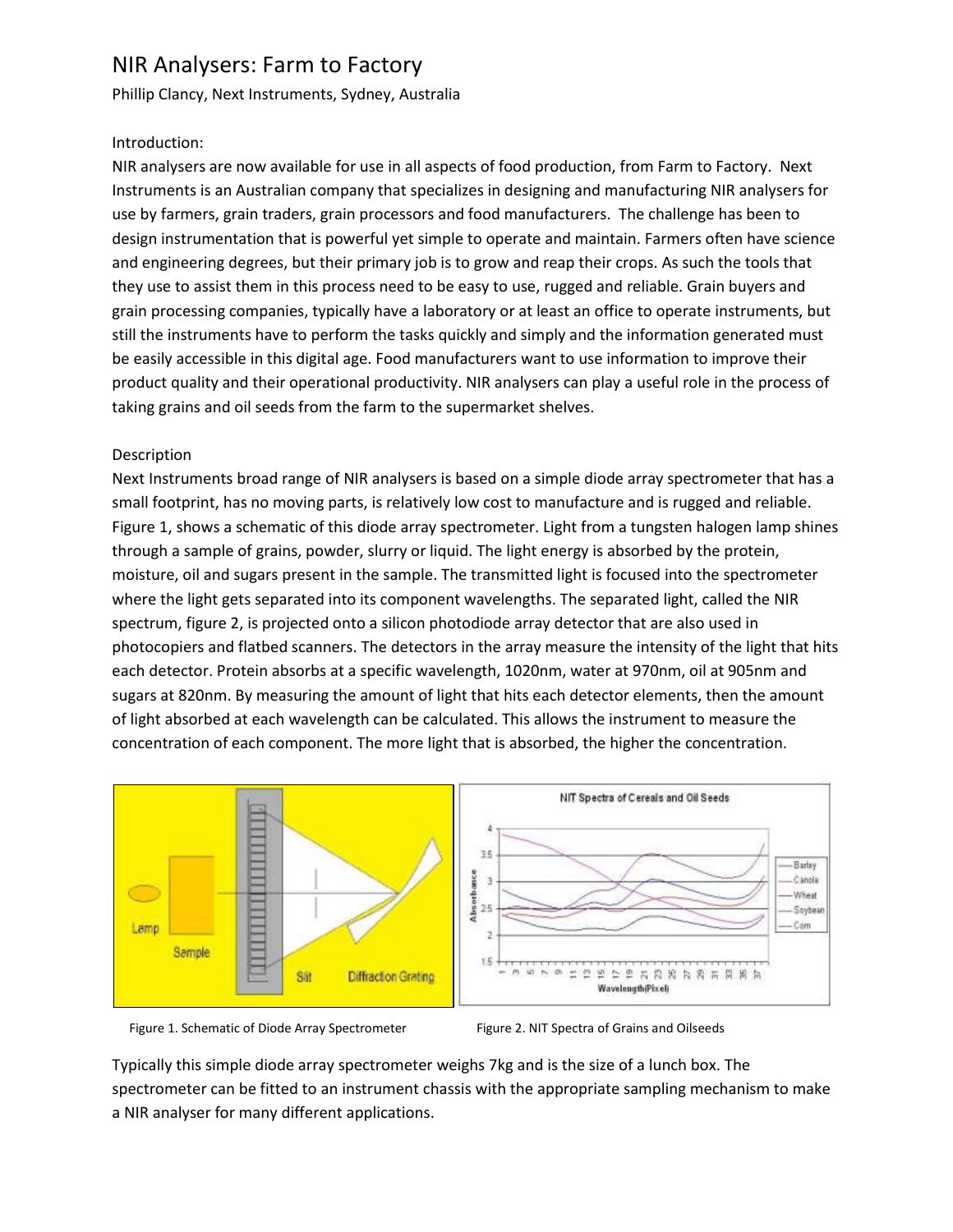# NIR Analysers: Farm to Factory

Phillip Clancy, Next Instruments, Sydney, Australia

## Introduction:

NIR analysers are now available for use in all aspects of food production, from Farm to Factory. Next Instruments is an Australian company that specializes in designing and manufacturing NIR analysers for use by farmers, grain traders, grain processors and food manufacturers. The challenge has been to design instrumentation that is powerful yet simple to operate and maintain. Farmers often have science and engineering degrees, but their primary job is to grow and reap their crops. As such the tools that they use to assist them in this process need to be easy to use, rugged and reliable. Grain buyers and grain processing companies, typically have a laboratory or at least an office to operate instruments, but still the instruments have to perform the tasks quickly and simply and the information generated must be easily accessible in this digital age. Food manufacturers want to use information to improve their product quality and their operational productivity. NIR analysers can play a useful role in the process of taking grains and oil seeds from the farm to the supermarket shelves.

## Description

Next Instruments broad range of NIR analysers is based on a simple diode array spectrometer that has a small footprint, has no moving parts, is relatively low cost to manufacture and is rugged and reliable. Figure 1, shows a schematic of this diode array spectrometer. Light from a tungsten halogen lamp shines through a sample of grains, powder, slurry or liquid. The light energy is absorbed by the protein, moisture, oil and sugars present in the sample. The transmitted light is focused into the spectrometer where the light gets separated into its component wavelengths. The separated light, called the NIR spectrum, figure 2, is projected onto a silicon photodiode array detector that are also used in photocopiers and flatbed scanners. The detectors in the array measure the intensity of the light that hits each detector. Protein absorbs at a specific wavelength, 1020nm, water at 970nm, oil at 905nm and sugars at 820nm. By measuring the amount of light that hits each detector elements, then the amount of light absorbed at each wavelength can be calculated. This allows the instrument to measure the concentration of each component. The more light that is absorbed, the higher the concentration.

Figure 1. Schematic of Diode Array Spectrometer

Figure 2. NIT Spectra of Grains and Oilseeds

Typically this simple diode array spectrometer weighs 7kg and is the size of a lunch box. The spectrometer can be fitted to an instrument chassis with the appropriate sampling mechanism to make a NIR analyser for many different applications.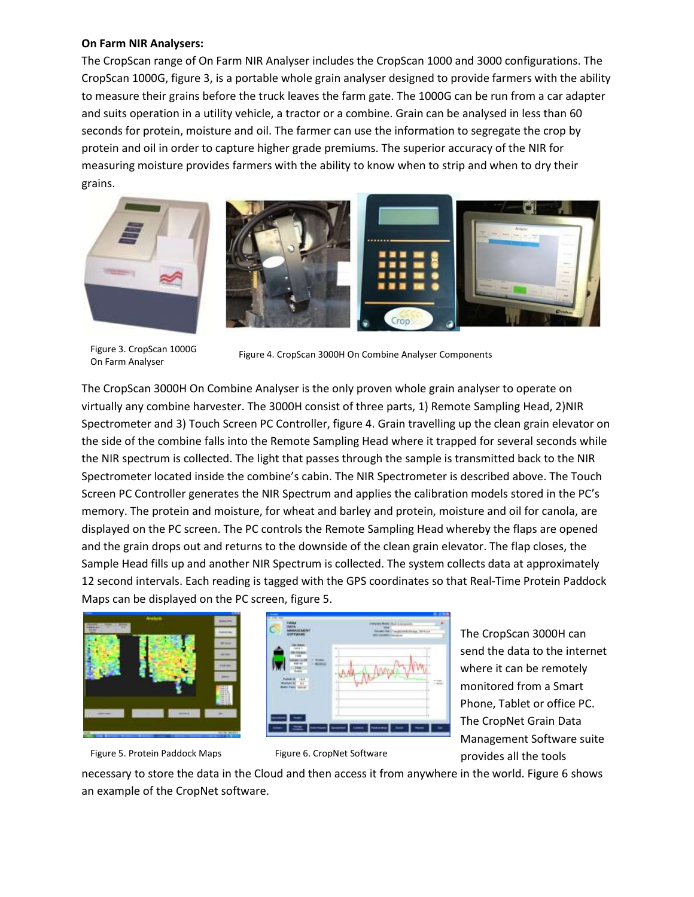**On Farm NIR Analysers:**

The CropScan range of On Farm NIR Analyser includes the CropScan 1000 and 3000 configurations. The CropScan 1000G, figure 3, is a portable whole grain analyser designed to provide farmers with the ability to measure their grains before the truck leaves the farm gate. The 1000G can be run from a car adapter and suits operation in a utility vehicle, a tractor or a combine. Grain can be analysed in less than 60 seconds for protein, moisture and oil. The farmer can use the information to segregate the crop by protein and oil in order to capture higher grade premiums. The superior accuracy of the NIR for measuring moisture provides farmers with the ability to know when to strip and when to dry their grains.

Figure 3. CropScan 1000G On Farm Analyser

Figure 4. CropScan 3000H On Combine Analyser Components

The CropScan 3000H On Combine Analyser is the only proven whole grain analyser to operate on virtually any combine harvester. The 3000H consist of three parts, 1) Remote Sampling Head, 2)NIR Spectrometer and 3) Touch Screen PC Controller, figure 4. Grain travelling up the clean grain elevator on the side of the combine falls into the Remote Sampling Head where it trapped for several seconds while the NIR spectrum is collected. The light that passes through the sample is transmitted back to the NIR Spectrometer located inside the combine's cabin. The NIR Spectrometer is described above. The Touch Screen PC Controller generates the NIR Spectrum and applies the calibration models stored in the PC's memory. The protein and moisture, for wheat and barley and protein, moisture and oil for canola, are displayed on the PC screen. The PC controls the Remote Sampling Head whereby the flaps are opened and the grain drops out and returns to the downside of the clean grain elevator. The flap closes, the Sample Head fills up and another NIR Spectrum is collected. The system collects data at approximately 12 second intervals. Each reading is tagged with the GPS coordinates so that Real-Time Protein Paddock Maps can be displayed on the PC screen, figure 5.

Figure 5. Protein Paddock Maps

Figure 6. CropNet Software

The CropScan 3000H can send the data to the internet where it can be remotely monitored from a Smart Phone, Tablet or office PC. The CropNet Grain Data Management Software suite provides all the tools necessary to store the data in the Cloud and then access it from anywhere in the world. Figure 6 shows an example of the CropNet software.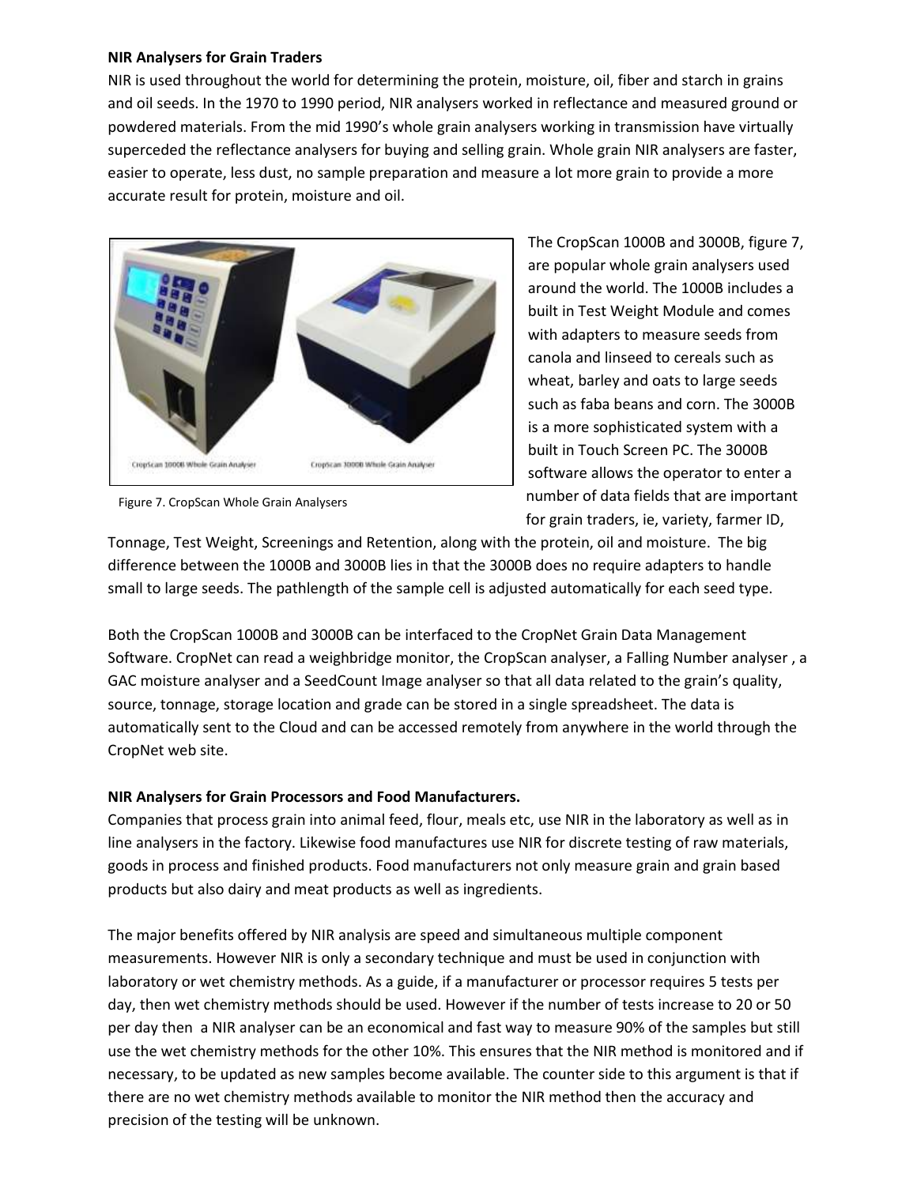**NIR Analysers for Grain Traders**

NIR is used throughout the world for determining the protein, moisture, oil, fiber and starch in grains and oil seeds. In the 1970 to 1990 period, NIR analysers worked in reflectance and measured ground or powdered materials. From the mid 1990's whole grain analysers working in transmission have virtually superceded the reflectance analysers for buying and selling grain. Whole grain NIR analysers are faster, easier to operate, less dust, no sample preparation and measure a lot more grain to provide a more accurate result for protein, moisture and oil.

CropScan 1000B Whole Grain Analyser    CropScan 3000B Whole Grain Analyser

Figure 7. CropScan Whole Grain Analysers

The CropScan 1000B and 3000B, figure 7, are popular whole grain analysers used around the world. The 1000B includes a built in Test Weight Module and comes with adapters to measure seeds from canola and linseed to cereals such as wheat, barley and oats to large seeds such as faba beans and corn. The 3000B is a more sophisticated system with a built in Touch Screen PC. The 3000B software allows the operator to enter a number of data fields that are important for grain traders, ie, variety, farmer ID, Tonnage, Test Weight, Screenings and Retention, along with the protein, oil and moisture. The big difference between the 1000B and 3000B lies in that the 3000B does no require adapters to handle small to large seeds. The pathlength of the sample cell is adjusted automatically for each seed type.

Both the CropScan 1000B and 3000B can be interfaced to the CropNet Grain Data Management Software. CropNet can read a weighbridge monitor, the CropScan analyser, a Falling Number analyser , a GAC moisture analyser and a SeedCount Image analyser so that all data related to the grain's quality, source, tonnage, storage location and grade can be stored in a single spreadsheet. The data is automatically sent to the Cloud and can be accessed remotely from anywhere in the world through the CropNet web site.

**NIR Analysers for Grain Processors and Food Manufacturers.**

Companies that process grain into animal feed, flour, meals etc, use NIR in the laboratory as well as in line analysers in the factory. Likewise food manufactures use NIR for discrete testing of raw materials, goods in process and finished products. Food manufacturers not only measure grain and grain based products but also dairy and meat products as well as ingredients.

The major benefits offered by NIR analysis are speed and simultaneous multiple component measurements. However NIR is only a secondary technique and must be used in conjunction with laboratory or wet chemistry methods. As a guide, if a manufacturer or processor requires 5 tests per day, then wet chemistry methods should be used. However if the number of tests increase to 20 or 50 per day then a NIR analyser can be an economical and fast way to measure 90% of the samples but still use the wet chemistry methods for the other 10%. This ensures that the NIR method is monitored and if necessary, to be updated as new samples become available. The counter side to this argument is that if there are no wet chemistry methods available to monitor the NIR method then the accuracy and precision of the testing will be unknown.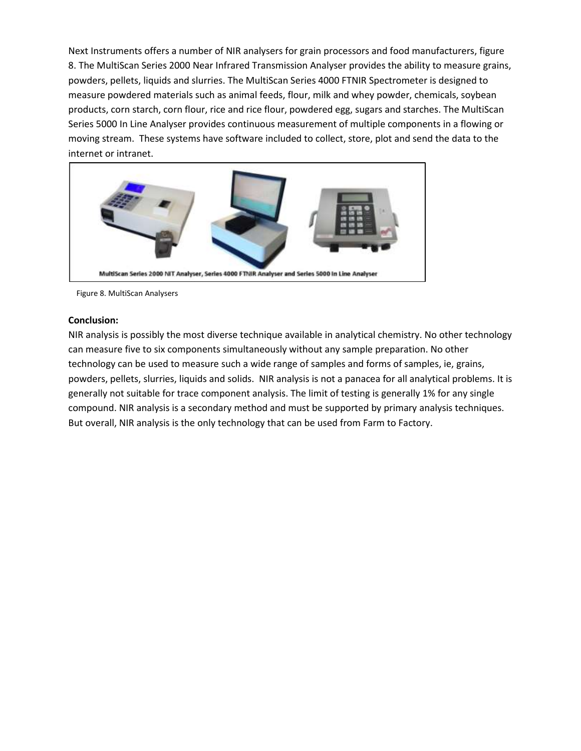Next Instruments offers a number of NIR analysers for grain processors and food manufacturers, figure 8. The MultiScan Series 2000 Near Infrared Transmission Analyser provides the ability to measure grains, powders, pellets, liquids and slurries. The MultiScan Series 4000 FTNIR Spectrometer is designed to measure powdered materials such as animal feeds, flour, milk and whey powder, chemicals, soybean products, corn starch, corn flour, rice and rice flour, powdered egg, sugars and starches. The MultiScan Series 5000 In Line Analyser provides continuous measurement of multiple components in a flowing or moving stream. These systems have software included to collect, store, plot and send the data to the internet or intranet.

MultiScan Series 2000 NIT Analyser, Series 4000 FTNIR Analyser and Series 5000 In Line Analyser

Figure 8. MultiScan Analysers

**Conclusion:**

NIR analysis is possibly the most diverse technique available in analytical chemistry. No other technology can measure five to six components simultaneously without any sample preparation. No other technology can be used to measure such a wide range of samples and forms of samples, ie, grains, powders, pellets, slurries, liquids and solids. NIR analysis is not a panacea for all analytical problems. It is generally not suitable for trace component analysis. The limit of testing is generally 1% for any single compound. NIR analysis is a secondary method and must be supported by primary analysis techniques. But overall, NIR analysis is the only technology that can be used from Farm to Factory.